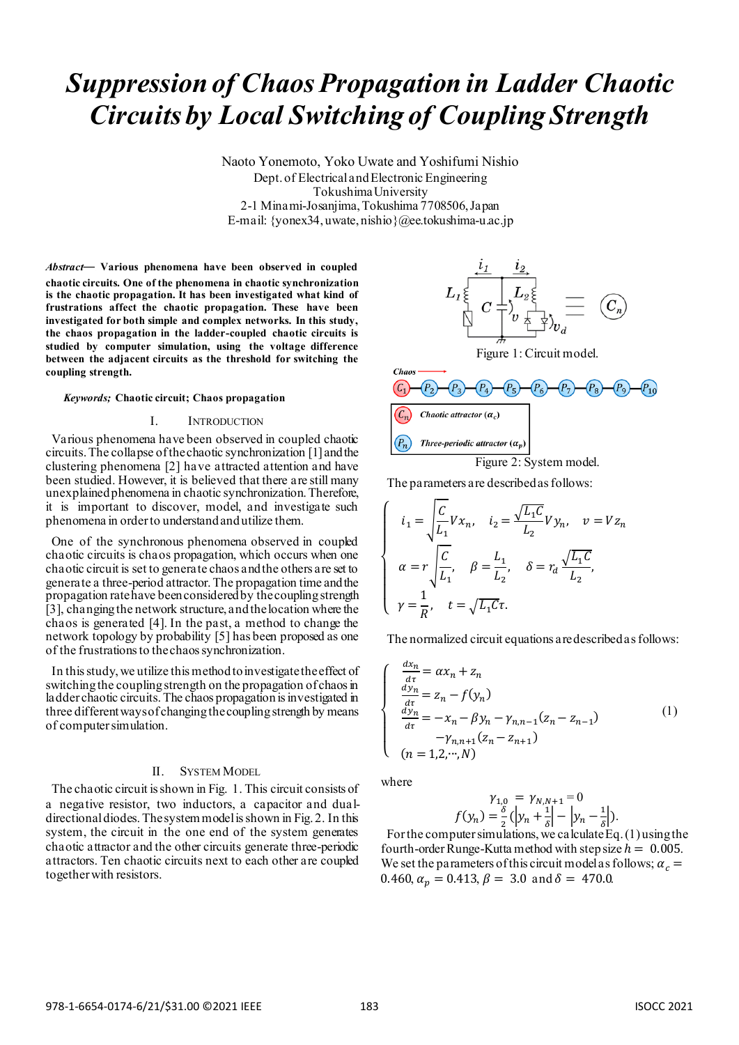# Suppression of Chaos Propagation in Ladder Chaotic Circuits by Local Switching of Coupling Strength

Naoto Yonemoto, Yoko Uwate and Yoshifumi Nishio
Dept. of Electrical and Electronic Engineering
Tokushima University
2-1 Minami-Josanjima, Tokushima 7708506, Japan
E-mail: {yonex34, uwate, nishio}@ee.tokushima-u.ac.jp

***Abstract*— Various phenomena have been observed in coupled chaotic circuits. One of the phenomena in chaotic synchronization is the chaotic propagation. It has been investigated what kind of frustrations affect the chaotic propagation. These have been investigated for both simple and complex networks. In this study, the chaos propagation in the ladder-coupled chaotic circuits is studied by computer simulation, using the voltage difference between the adjacent circuits as the threshold for switching the coupling strength.**

***Keywords;* Chaotic circuit; Chaos propagation**

## I. Introduction

Various phenomena have been observed in coupled chaotic circuits. The collapse of the chaotic synchronization [1] and the clustering phenomena [2] have attracted attention and have been studied. However, it is believed that there are still many unexplained phenomena in chaotic synchronization. Therefore, it is important to discover, model, and investigate such phenomena in order to understand and utilize them.

One of the synchronous phenomena observed in coupled chaotic circuits is chaos propagation, which occurs when one chaotic circuit is set to generate chaos and the others are set to generate a three-period attractor. The propagation time and the propagation rate have been considered by the coupling strength [3], changing the network structure, and the location where the chaos is generated [4]. In the past, a method to change the network topology by probability [5] has been proposed as one of the frustrations to the chaos synchronization.

In this study, we utilize this method to investigate the effect of switching the coupling strength on the propagation of chaos in ladder chaotic circuits. The chaos propagation is investigated in three different ways of changing the coupling strength by means of computer simulation.

## II. System Model

The chaotic circuit is shown in Fig. 1. This circuit consists of a negative resistor, two inductors, a capacitor and dual-directional diodes. The system model is shown in Fig. 2. In this system, the circuit in the one end of the system generates chaotic attractor and the other circuits generate three-periodic attractors. Ten chaotic circuits next to each other are coupled together with resistors.

Figure 1: Circuit model.

Figure 2: System model.

The parameters are described as follows:

$$
\begin{cases}
i_1 = \sqrt{\dfrac{C}{L_1}} V x_n, \quad i_2 = \dfrac{\sqrt{L_1 C}}{L_2} V y_n, \quad v = V z_n \\[2mm]
\alpha = r\sqrt{\dfrac{C}{L_1}}, \quad \beta = \dfrac{L_1}{L_2}, \quad \delta = r_d \dfrac{\sqrt{L_1 C}}{L_2}, \\[2mm]
\gamma = \dfrac{1}{R}, \quad t = \sqrt{L_1 C}\tau.
\end{cases}
$$

The normalized circuit equations are described as follows:

$$
\begin{cases}
\dfrac{dx_n}{d\tau} = \alpha x_n + z_n \\[1mm]
\dfrac{dy_n}{d\tau} = z_n - f(y_n) \\[1mm]
\dfrac{dy_n}{d\tau} = -x_n - \beta y_n - \gamma_{n,n-1}(z_n - z_{n-1}) \\
\qquad\quad -\gamma_{n,n+1}(z_n - z_{n+1}) \\
(n = 1, 2, \cdots, N)
\end{cases}
\tag{1}
$$

where

$$
\gamma_{1,0} = \gamma_{N,N+1} = 0
$$

$$
f(y_n) = \frac{\delta}{2}\left(\left|y_n + \frac{1}{\delta}\right| - \left|y_n - \frac{1}{\delta}\right|\right).
$$

For the computer simulations, we calculate Eq. (1) using the fourth-order Runge-Kutta method with step size $h = 0.005$. We set the parameters of this circuit model as follows; $\alpha_c = 0.460$, $\alpha_p = 0.413$, $\beta = 3.0$ and $\delta = 470.0$.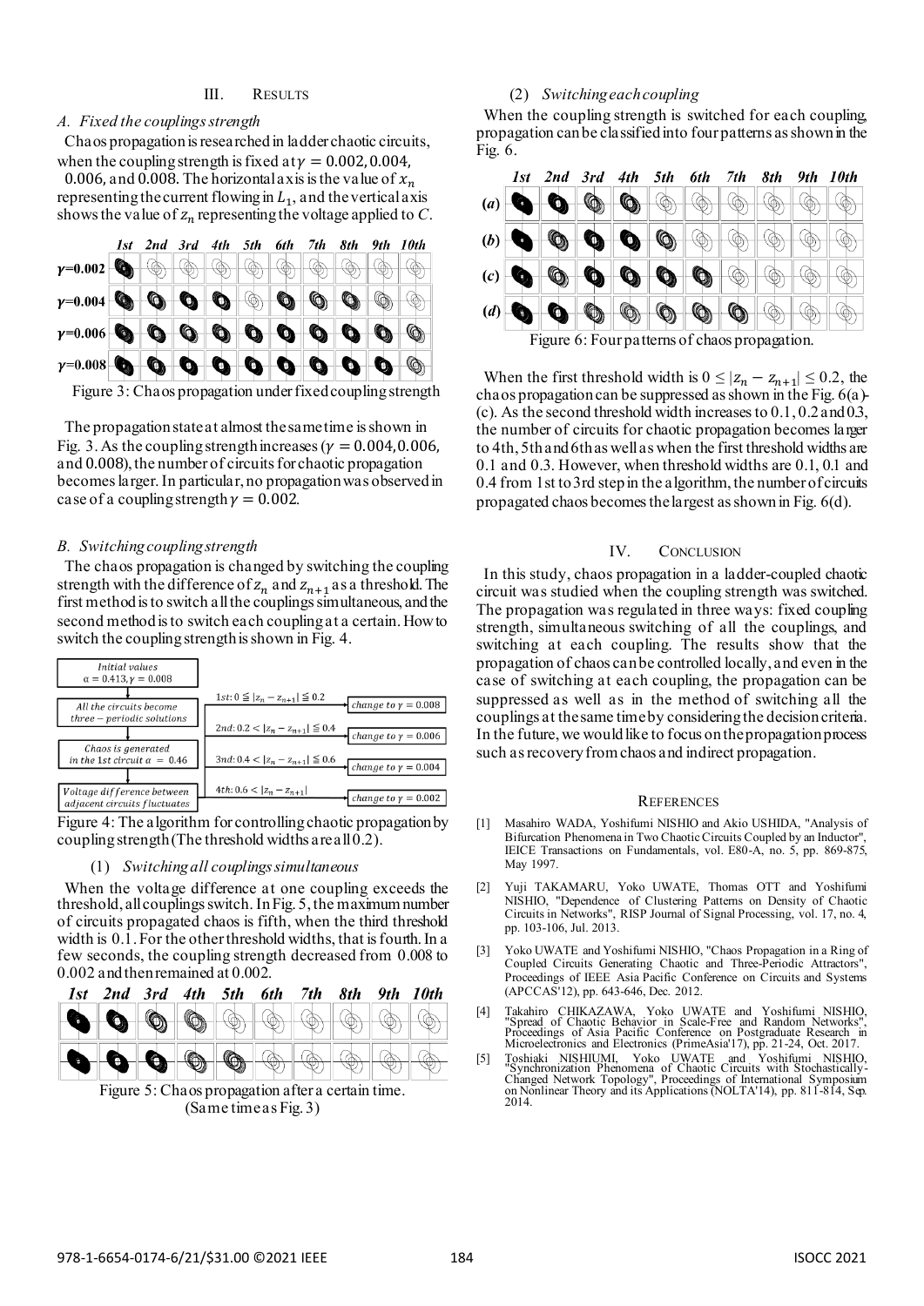## III. Results

### *A. Fixed the couplings strength*

Chaos propagation is researched in ladder chaotic circuits, when the coupling strength is fixed at $\gamma = 0.002, 0.004, 0.006$, and $0.008$. The horizontal axis is the value of $x_n$ representing the current flowing in $L_1$, and the vertical axis shows the value of $z_n$ representing the voltage applied to $C$.

1st 2nd 3rd 4th 5th 6th 7th 8th 9th 10th

$\gamma$=0.002

$\gamma$=0.004

$\gamma$=0.006

$\gamma$=0.008

Figure 3: Chaos propagation under fixed coupling strength

The propagation state at almost the same time is shown in Fig. 3. As the coupling strength increases ($\gamma = 0.004, 0.006$, and $0.008$), the number of circuits for chaotic propagation becomes larger. In particular, no propagation was observed in case of a coupling strength $\gamma = 0.002$.

### *B. Switching coupling strength*

The chaos propagation is changed by switching the coupling strength with the difference of $z_n$ and $z_{n+1}$ as a threshold. The first method is to switch all the couplings simultaneous, and the second method is to switch each coupling at a certain. How to switch the coupling strength is shown in Fig. 4.

Initial values $\alpha = 0.413, \gamma = 0.008$

All the circuits become three − periodic solutions

Chaos is generated in the 1st circuit $\alpha = 0.46$

Voltage difference between adjacent circuits fluctuates

1st: $0 \leqq |z_n - z_{n+1}| \leqq 0.2$ → change to $\gamma = 0.008$

2nd: $0.2 < |z_n - z_{n+1}| \leqq 0.4$ → change to $\gamma = 0.006$

3nd: $0.4 < |z_n - z_{n+1}| \leqq 0.6$ → change to $\gamma = 0.004$

4th: $0.6 < |z_n - z_{n+1}|$ → change to $\gamma = 0.002$

Figure 4: The algorithm for controlling chaotic propagation by coupling strength (The threshold widths are all 0.2).

#### (1) *Switching all couplings simultaneous*

When the voltage difference at one coupling exceeds the threshold, all couplings switch. In Fig. 5, the maximum number of circuits propagated chaos is fifth, when the third threshold width is 0.1. For the other threshold widths, that is fourth. In a few seconds, the coupling strength decreased from 0.008 to 0.002 and then remained at 0.002.

1st 2nd 3rd 4th 5th 6th 7th 8th 9th 10th

Figure 5: Chaos propagation after a certain time. (Same time as Fig. 3)

#### (2) *Switching each coupling*

When the coupling strength is switched for each coupling, propagation can be classified into four patterns as shown in the Fig. 6.

1st 2nd 3rd 4th 5th 6th 7th 8th 9th 10th

(*a*)

(*b*)

(*c*)

(*d*)

Figure 6: Four patterns of chaos propagation.

When the first threshold width is $0 \leq |z_n - z_{n+1}| \leq 0.2$, the chaos propagation can be suppressed as shown in the Fig. 6(a)-(c). As the second threshold width increases to 0.1, 0.2 and 0.3, the number of circuits for chaotic propagation becomes larger to 4th, 5th and 6th as well as when the first threshold widths are 0.1 and 0.3. However, when threshold widths are 0.1, 0.1 and 0.4 from 1st to 3rd step in the algorithm, the number of circuits propagated chaos becomes the largest as shown in Fig. 6(d).

## IV. Conclusion

In this study, chaos propagation in a ladder-coupled chaotic circuit was studied when the coupling strength was switched. The propagation was regulated in three ways: fixed coupling strength, simultaneous switching of all the couplings, and switching at each coupling. The results show that the propagation of chaos can be controlled locally, and even in the case of switching at each coupling, the propagation can be suppressed as well as in the method of switching all the couplings at the same time by considering the decision criteria. In the future, we would like to focus on the propagation process such as recovery from chaos and indirect propagation.

## References

[1] Masahiro WADA, Yoshifumi NISHIO and Akio USHIDA, "Analysis of Bifurcation Phenomena in Two Chaotic Circuits Coupled by an Inductor", IEICE Transactions on Fundamentals, vol. E80-A, no. 5, pp. 869-875, May 1997.

[2] Yuji TAKAMARU, Yoko UWATE, Thomas OTT and Yoshifumi NISHIO, "Dependence of Clustering Patterns on Density of Chaotic Circuits in Networks", RISP Journal of Signal Processing, vol. 17, no. 4, pp. 103-106, Jul. 2013.

[3] Yoko UWATE and Yoshifumi NISHIO, "Chaos Propagation in a Ring of Coupled Circuits Generating Chaotic and Three-Periodic Attractors", Proceedings of IEEE Asia Pacific Conference on Circuits and Systems (APCCAS'12), pp. 643-646, Dec. 2012.

[4] Takahiro CHIKAZAWA, Yoko UWATE and Yoshifumi NISHIO, "Spread of Chaotic Behavior in Scale-Free and Random Networks", Proceedings of Asia Pacific Conference on Postgraduate Research in Microelectronics and Electronics (PrimeAsia'17), pp. 21-24, Oct. 2017.

[5] Toshiaki NISHIUMI, Yoko UWATE and Yoshifumi NISHIO, "Synchronization Phenomena of Chaotic Circuits with Stochastically-Changed Network Topology", Proceedings of International Symposium on Nonlinear Theory and its Applications (NOLTA'14), pp. 811-814, Sep. 2014.